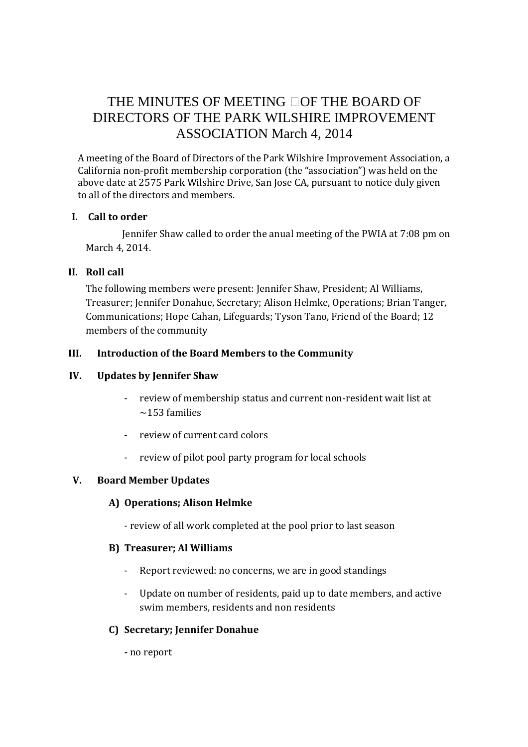# THE MINUTES OF MEETING OF THE BOARD OF DIRECTORS OF THE PARK WILSHIRE IMPROVEMENT ASSOCIATION March 4, 2014

A meeting of the Board of Directors of the Park Wilshire Improvement Association, a California non-profit membership corporation (the "association") was held on the above date at 2575 Park Wilshire Drive, San Jose CA, pursuant to notice duly given to all of the directors and members.

## I. Call to order

Jennifer Shaw called to order the anual meeting of the PWIA at 7:08 pm on March 4, 2014.

## II. Roll call

The following members were present: Jennifer Shaw, President; Al Williams, Treasurer; Jennifer Donahue, Secretary; Alison Helmke, Operations; Brian Tanger, Communications; Hope Cahan, Lifeguards; Tyson Tano, Friend of the Board; 12 members of the community

## III. Introduction of the Board Members to the Community

## IV. Updates by Jennifer Shaw

- review of membership status and current non-resident wait list at ~153 families
- review of current card colors
- review of pilot pool party program for local schools

## V. Board Member Updates

### A) Operations; Alison Helmke

- review of all work completed at the pool prior to last season

### B) Treasurer; Al Williams

- Report reviewed: no concerns, we are in good standings
- Update on number of residents, paid up to date members, and active swim members, residents and non residents

### C) Secretary; Jennifer Donahue

- no report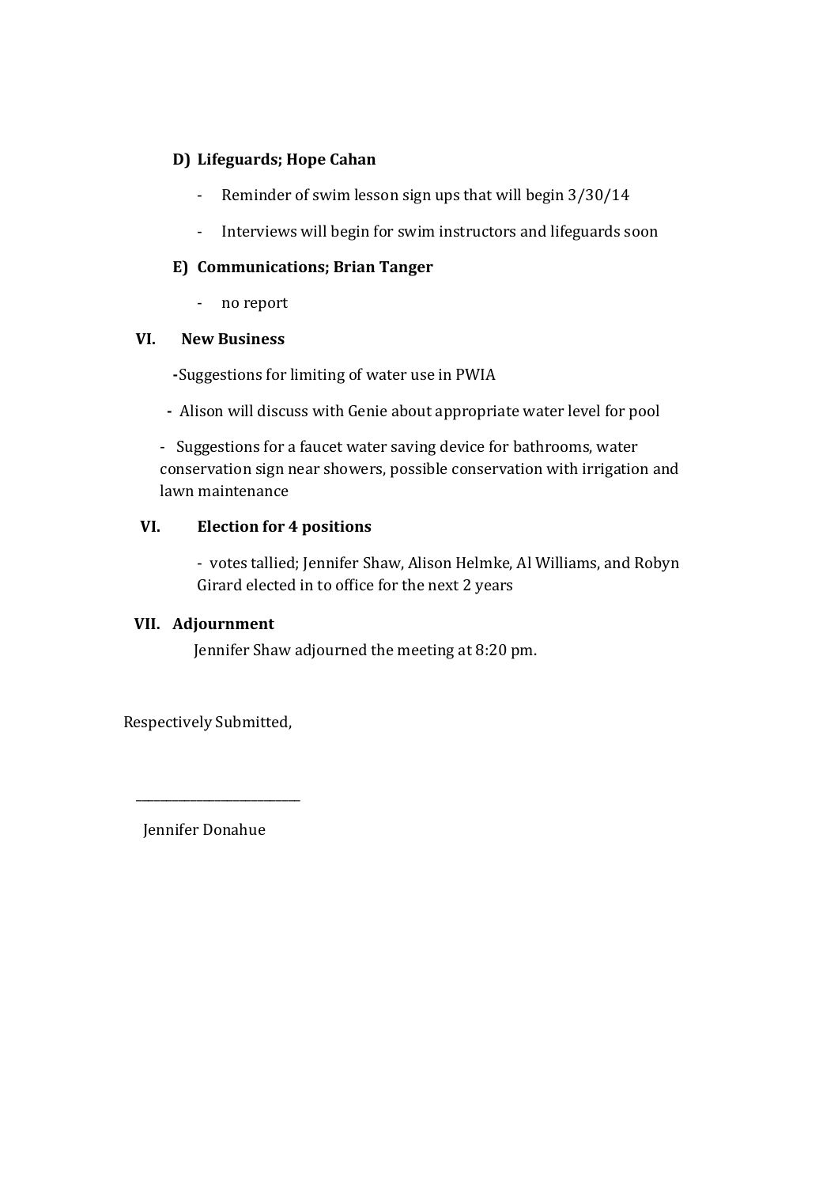**D) Lifeguards; Hope Cahan**

- Reminder of swim lesson sign ups that will begin 3/30/14
- Interviews will begin for swim instructors and lifeguards soon

**E) Communications; Brian Tanger**

- no report

**VI. New Business**

-Suggestions for limiting of water use in PWIA

- Alison will discuss with Genie about appropriate water level for pool

- Suggestions for a faucet water saving device for bathrooms, water conservation sign near showers, possible conservation with irrigation and lawn maintenance

**VI. Election for 4 positions**

- votes tallied; Jennifer Shaw, Alison Helmke, Al Williams, and Robyn Girard elected in to office for the next 2 years

**VII. Adjournment**

Jennifer Shaw adjourned the meeting at 8:20 pm.

Respectively Submitted,

\_\_\_\_\_\_\_\_\_\_\_\_\_\_\_\_\_\_\_\_\_\_\_\_\_\_\_

Jennifer Donahue